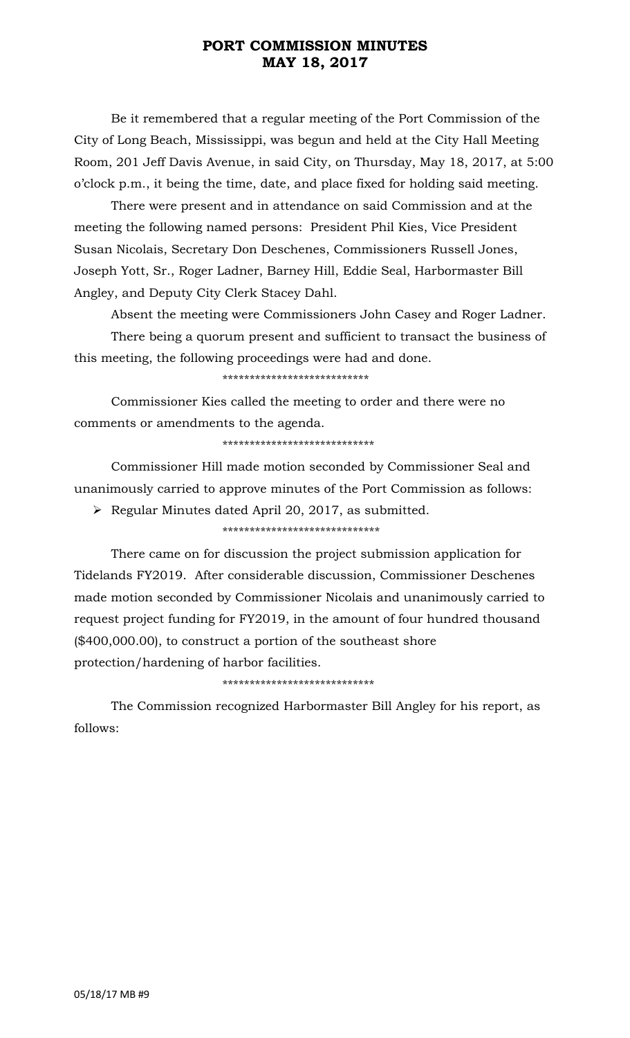# PORT COMMISSION MINUTES
# MAY 18, 2017

Be it remembered that a regular meeting of the Port Commission of the City of Long Beach, Mississippi, was begun and held at the City Hall Meeting Room, 201 Jeff Davis Avenue, in said City, on Thursday, May 18, 2017, at 5:00 o'clock p.m., it being the time, date, and place fixed for holding said meeting.

There were present and in attendance on said Commission and at the meeting the following named persons: President Phil Kies, Vice President Susan Nicolais, Secretary Don Deschenes, Commissioners Russell Jones, Joseph Yott, Sr., Roger Ladner, Barney Hill, Eddie Seal, Harbormaster Bill Angley, and Deputy City Clerk Stacey Dahl.

Absent the meeting were Commissioners John Casey and Roger Ladner.

There being a quorum present and sufficient to transact the business of this meeting, the following proceedings were had and done.

\*\*\*\*\*\*\*\*\*\*\*\*\*\*\*\*\*\*\*\*\*\*\*\*\*\*\*

Commissioner Kies called the meeting to order and there were no comments or amendments to the agenda.

\*\*\*\*\*\*\*\*\*\*\*\*\*\*\*\*\*\*\*\*\*\*\*\*\*\*\*\*

Commissioner Hill made motion seconded by Commissioner Seal and unanimously carried to approve minutes of the Port Commission as follows:

- Regular Minutes dated April 20, 2017, as submitted.

\*\*\*\*\*\*\*\*\*\*\*\*\*\*\*\*\*\*\*\*\*\*\*\*\*\*\*\*\*

There came on for discussion the project submission application for Tidelands FY2019. After considerable discussion, Commissioner Deschenes made motion seconded by Commissioner Nicolais and unanimously carried to request project funding for FY2019, in the amount of four hundred thousand ($400,000.00), to construct a portion of the southeast shore protection/hardening of harbor facilities.

\*\*\*\*\*\*\*\*\*\*\*\*\*\*\*\*\*\*\*\*\*\*\*\*\*\*\*\*

The Commission recognized Harbormaster Bill Angley for his report, as follows:

05/18/17 MB #9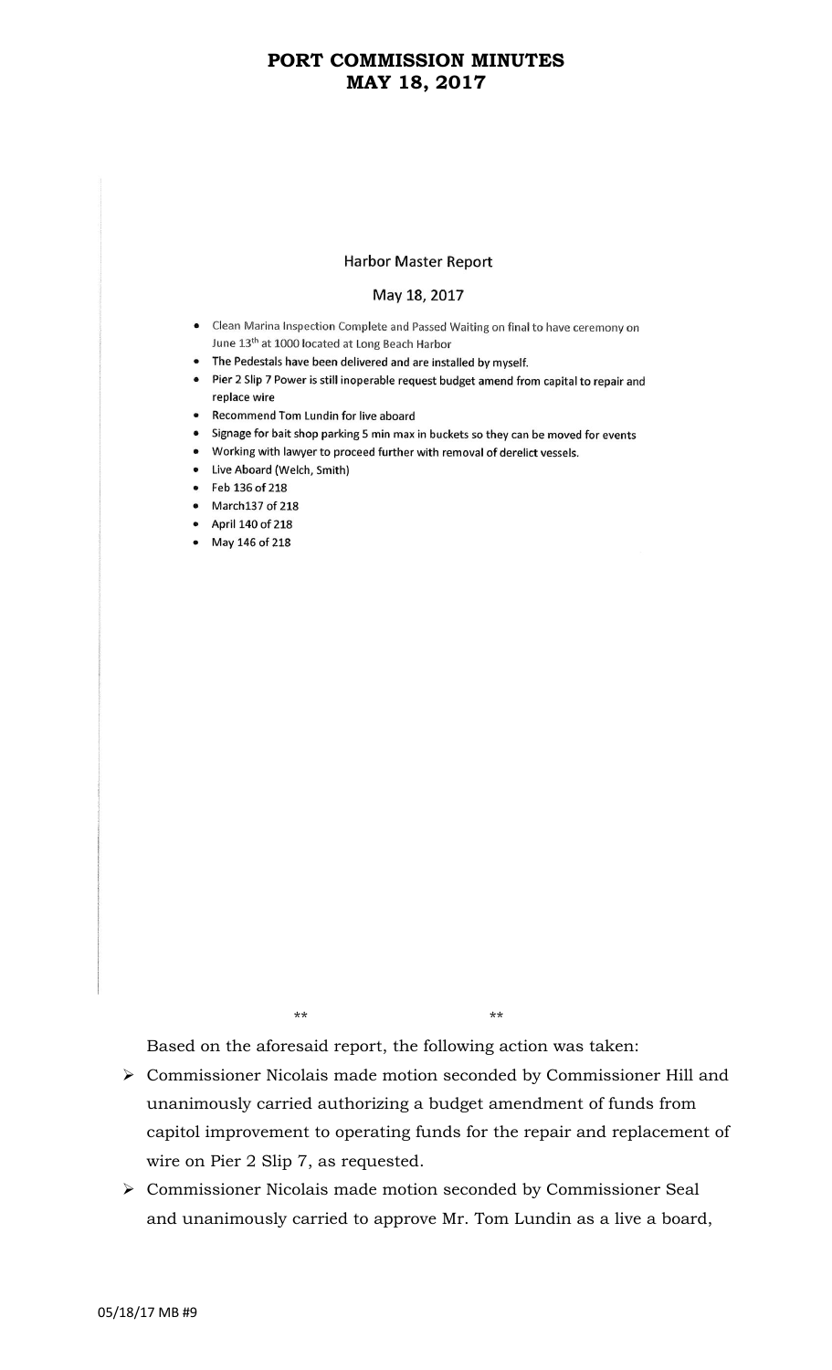## Harbor Master Report

May 18, 2017

- Clean Marina Inspection Complete and Passed Waiting on final to have ceremony on June 13th at 1000 located at Long Beach Harbor
- The Pedestals have been delivered and are installed by myself.
- Pier 2 Slip 7 Power is still inoperable request budget amend from capital to repair and replace wire
- Recommend Tom Lundin for live aboard
- Signage for bait shop parking 5 min max in buckets so they can be moved for events
- Working with lawyer to proceed further with removal of derelict vessels.
- Live Aboard (Welch, Smith)
- Feb 136 of 218
- March137 of 218
- April 140 of 218
- May 146 of 218

** **

Based on the aforesaid report, the following action was taken:

- Commissioner Nicolais made motion seconded by Commissioner Hill and unanimously carried authorizing a budget amendment of funds from capitol improvement to operating funds for the repair and replacement of wire on Pier 2 Slip 7, as requested.
- Commissioner Nicolais made motion seconded by Commissioner Seal and unanimously carried to approve Mr. Tom Lundin as a live a board,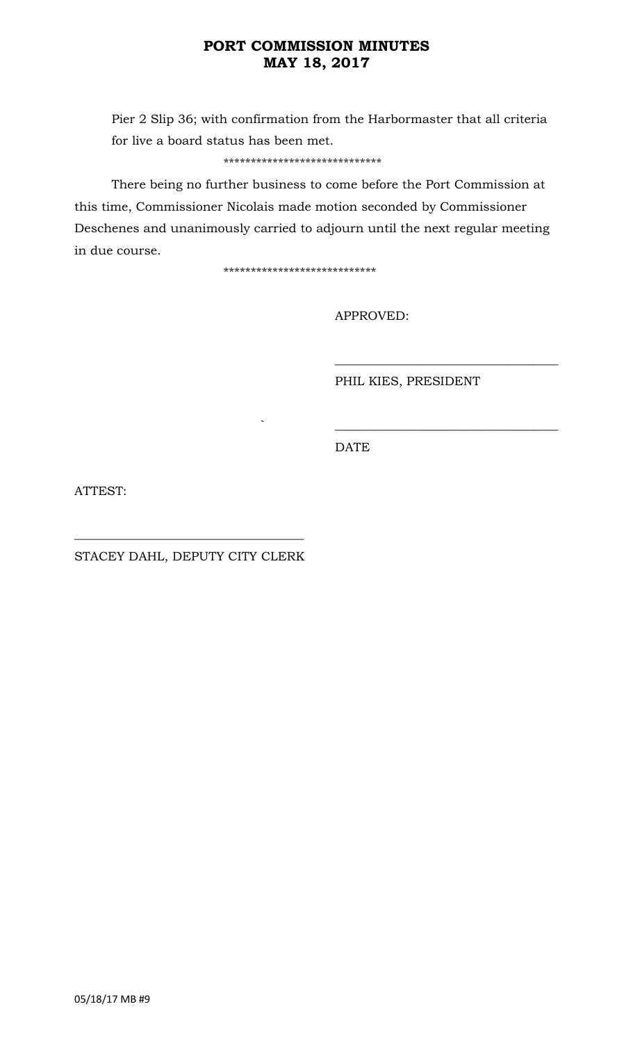Pier 2 Slip 36; with confirmation from the Harbormaster that all criteria for live a board status has been met.

*****************************

There being no further business to come before the Port Commission at this time, Commissioner Nicolais made motion seconded by Commissioner Deschenes and unanimously carried to adjourn until the next regular meeting in due course.

****************************

APPROVED:

\_\_\_\_\_\_\_\_\_\_\_\_\_\_\_\_\_\_\_\_\_\_\_\_\_\_\_\_\_\_\_\_\_\_

PHIL KIES, PRESIDENT

\_\_\_\_\_\_\_\_\_\_\_\_\_\_\_\_\_\_\_\_\_\_\_\_\_\_\_\_\_\_\_\_\_\_

DATE

ATTEST:

\_\_\_\_\_\_\_\_\_\_\_\_\_\_\_\_\_\_\_\_\_\_\_\_\_\_\_\_\_\_\_\_\_\_

STACEY DAHL, DEPUTY CITY CLERK

05/18/17 MB #9